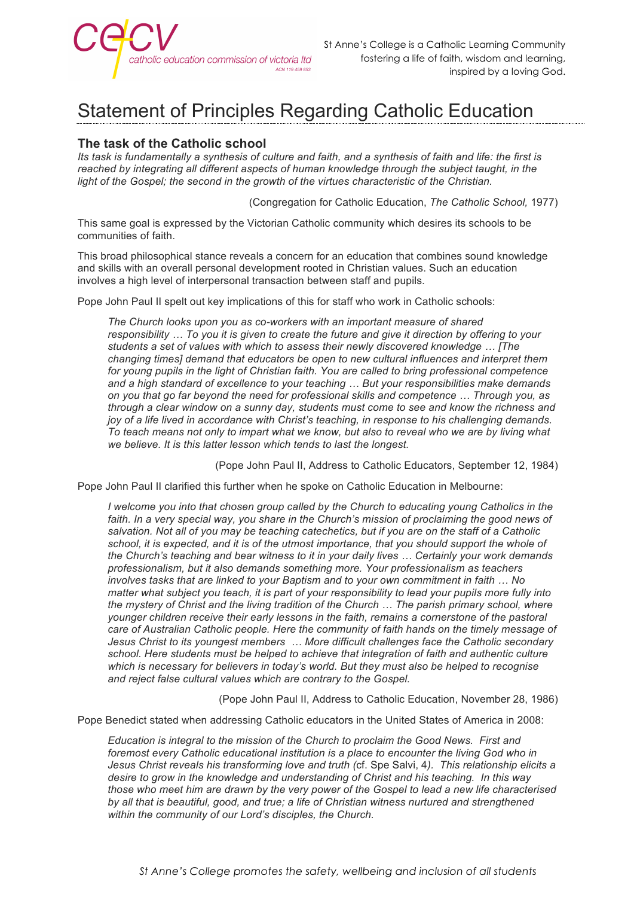St Anne's College is a Catholic Learning Community fostering a life of faith, wisdom and learning, inspired by a loving God.

# Statement of Principles Regarding Catholic Education

## The task of the Catholic school

*Its task is fundamentally a synthesis of culture and faith, and a synthesis of faith and life: the first is reached by integrating all different aspects of human knowledge through the subject taught, in the light of the Gospel; the second in the growth of the virtues characteristic of the Christian.*

(Congregation for Catholic Education, *The Catholic School,* 1977)

This same goal is expressed by the Victorian Catholic community which desires its schools to be communities of faith.

This broad philosophical stance reveals a concern for an education that combines sound knowledge and skills with an overall personal development rooted in Christian values. Such an education involves a high level of interpersonal transaction between staff and pupils.

Pope John Paul II spelt out key implications of this for staff who work in Catholic schools:

> *The Church looks upon you as co-workers with an important measure of shared responsibility … To you it is given to create the future and give it direction by offering to your students a set of values with which to assess their newly discovered knowledge … [The changing times] demand that educators be open to new cultural influences and interpret them for young pupils in the light of Christian faith. You are called to bring professional competence and a high standard of excellence to your teaching … But your responsibilities make demands on you that go far beyond the need for professional skills and competence … Through you, as through a clear window on a sunny day, students must come to see and know the richness and joy of a life lived in accordance with Christ's teaching, in response to his challenging demands. To teach means not only to impart what we know, but also to reveal who we are by living what we believe. It is this latter lesson which tends to last the longest.*

(Pope John Paul II, Address to Catholic Educators, September 12, 1984)

Pope John Paul II clarified this further when he spoke on Catholic Education in Melbourne:

> *I welcome you into that chosen group called by the Church to educating young Catholics in the faith. In a very special way, you share in the Church's mission of proclaiming the good news of salvation. Not all of you may be teaching catechetics, but if you are on the staff of a Catholic school, it is expected, and it is of the utmost importance, that you should support the whole of the Church's teaching and bear witness to it in your daily lives … Certainly your work demands professionalism, but it also demands something more. Your professionalism as teachers involves tasks that are linked to your Baptism and to your own commitment in faith … No matter what subject you teach, it is part of your responsibility to lead your pupils more fully into the mystery of Christ and the living tradition of the Church … The parish primary school, where younger children receive their early lessons in the faith, remains a cornerstone of the pastoral care of Australian Catholic people. Here the community of faith hands on the timely message of Jesus Christ to its youngest members … More difficult challenges face the Catholic secondary school. Here students must be helped to achieve that integration of faith and authentic culture which is necessary for believers in today's world. But they must also be helped to recognise and reject false cultural values which are contrary to the Gospel.*

(Pope John Paul II, Address to Catholic Education, November 28, 1986)

Pope Benedict stated when addressing Catholic educators in the United States of America in 2008:

> *Education is integral to the mission of the Church to proclaim the Good News. First and foremost every Catholic educational institution is a place to encounter the living God who in Jesus Christ reveals his transforming love and truth (*cf. Spe Salvi, 4*). This relationship elicits a desire to grow in the knowledge and understanding of Christ and his teaching. In this way those who meet him are drawn by the very power of the Gospel to lead a new life characterised by all that is beautiful, good, and true; a life of Christian witness nurtured and strengthened within the community of our Lord's disciples, the Church.*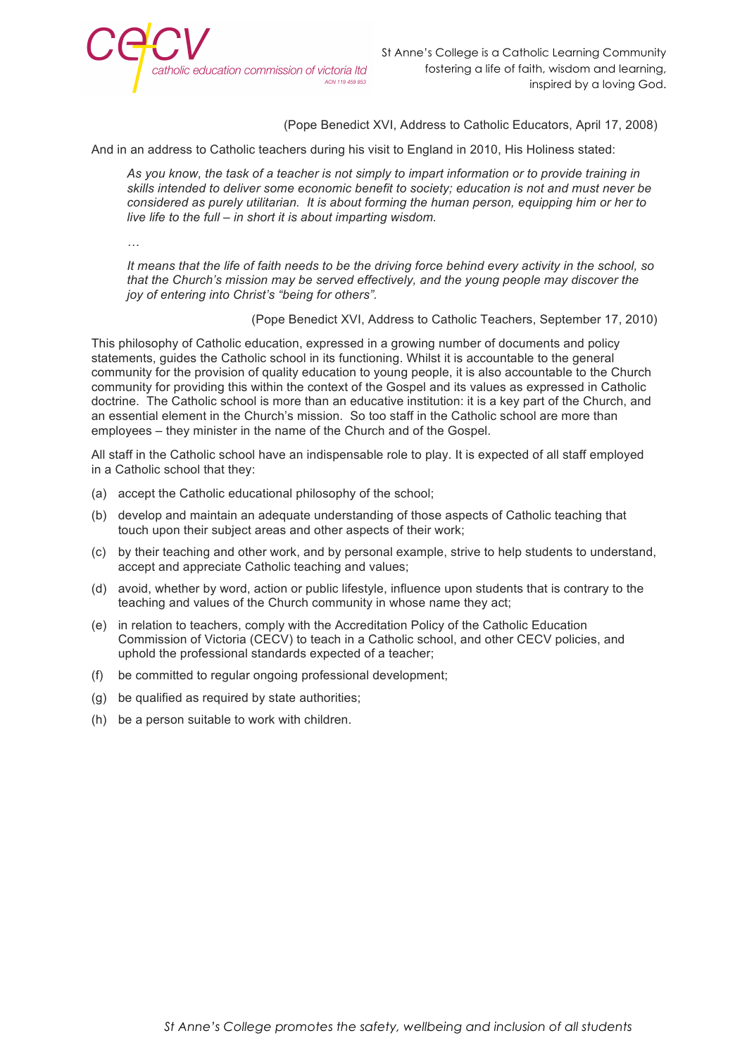(Pope Benedict XVI, Address to Catholic Educators, April 17, 2008)

And in an address to Catholic teachers during his visit to England in 2010, His Holiness stated:

> *As you know, the task of a teacher is not simply to impart information or to provide training in skills intended to deliver some economic benefit to society; education is not and must never be considered as purely utilitarian. It is about forming the human person, equipping him or her to live life to the full – in short it is about imparting wisdom.*
>
> *…*
>
> *It means that the life of faith needs to be the driving force behind every activity in the school, so that the Church's mission may be served effectively, and the young people may discover the joy of entering into Christ's "being for others".*

(Pope Benedict XVI, Address to Catholic Teachers, September 17, 2010)

This philosophy of Catholic education, expressed in a growing number of documents and policy statements, guides the Catholic school in its functioning. Whilst it is accountable to the general community for the provision of quality education to young people, it is also accountable to the Church community for providing this within the context of the Gospel and its values as expressed in Catholic doctrine. The Catholic school is more than an educative institution: it is a key part of the Church, and an essential element in the Church's mission. So too staff in the Catholic school are more than employees – they minister in the name of the Church and of the Gospel.

All staff in the Catholic school have an indispensable role to play. It is expected of all staff employed in a Catholic school that they:

(a) accept the Catholic educational philosophy of the school;

(b) develop and maintain an adequate understanding of those aspects of Catholic teaching that touch upon their subject areas and other aspects of their work;

(c) by their teaching and other work, and by personal example, strive to help students to understand, accept and appreciate Catholic teaching and values;

(d) avoid, whether by word, action or public lifestyle, influence upon students that is contrary to the teaching and values of the Church community in whose name they act;

(e) in relation to teachers, comply with the Accreditation Policy of the Catholic Education Commission of Victoria (CECV) to teach in a Catholic school, and other CECV policies, and uphold the professional standards expected of a teacher;

(f) be committed to regular ongoing professional development;

(g) be qualified as required by state authorities;

(h) be a person suitable to work with children.